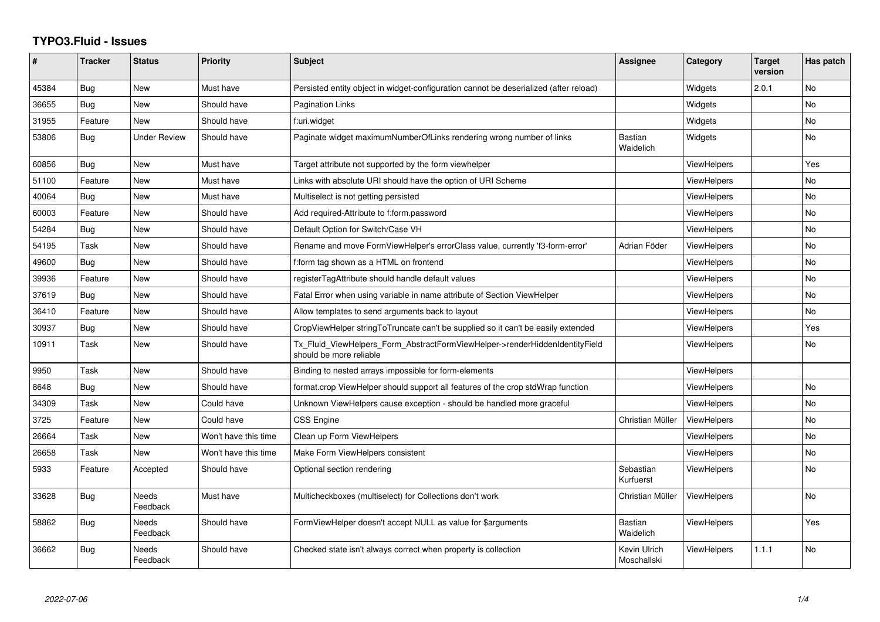# TYPO3.Fluid - Issues

| # | Tracker | Status | Priority | Subject | Assignee | Category | Target version | Has patch |
|---|---|---|---|---|---|---|---|---|
| 45384 | Bug | New | Must have | Persisted entity object in widget-configuration cannot be deserialized (after reload) | | Widgets | 2.0.1 | No |
| 36655 | Bug | New | Should have | Pagination Links | | Widgets | | No |
| 31955 | Feature | New | Should have | f:uri.widget | | Widgets | | No |
| 53806 | Bug | Under Review | Should have | Paginate widget maximumNumberOfLinks rendering wrong number of links | Bastian Waidelich | Widgets | | No |
| 60856 | Bug | New | Must have | Target attribute not supported by the form viewhelper | | ViewHelpers | | Yes |
| 51100 | Feature | New | Must have | Links with absolute URI should have the option of URI Scheme | | ViewHelpers | | No |
| 40064 | Bug | New | Must have | Multiselect is not getting persisted | | ViewHelpers | | No |
| 60003 | Feature | New | Should have | Add required-Attribute to f:form.password | | ViewHelpers | | No |
| 54284 | Bug | New | Should have | Default Option for Switch/Case VH | | ViewHelpers | | No |
| 54195 | Task | New | Should have | Rename and move FormViewHelper's errorClass value, currently 'f3-form-error' | Adrian Föder | ViewHelpers | | No |
| 49600 | Bug | New | Should have | f:form tag shown as a HTML on frontend | | ViewHelpers | | No |
| 39936 | Feature | New | Should have | registerTagAttribute should handle default values | | ViewHelpers | | No |
| 37619 | Bug | New | Should have | Fatal Error when using variable in name attribute of Section ViewHelper | | ViewHelpers | | No |
| 36410 | Feature | New | Should have | Allow templates to send arguments back to layout | | ViewHelpers | | No |
| 30937 | Bug | New | Should have | CropViewHelper stringToTruncate can't be supplied so it can't be easily extended | | ViewHelpers | | Yes |
| 10911 | Task | New | Should have | Tx_Fluid_ViewHelpers_Form_AbstractFormViewHelper->renderHiddenIdentityField should be more reliable | | ViewHelpers | | No |
| 9950 | Task | New | Should have | Binding to nested arrays impossible for form-elements | | ViewHelpers | | |
| 8648 | Bug | New | Should have | format.crop ViewHelper should support all features of the crop stdWrap function | | ViewHelpers | | No |
| 34309 | Task | New | Could have | Unknown ViewHelpers cause exception - should be handled more graceful | | ViewHelpers | | No |
| 3725 | Feature | New | Could have | CSS Engine | Christian Müller | ViewHelpers | | No |
| 26664 | Task | New | Won't have this time | Clean up Form ViewHelpers | | ViewHelpers | | No |
| 26658 | Task | New | Won't have this time | Make Form ViewHelpers consistent | | ViewHelpers | | No |
| 5933 | Feature | Accepted | Should have | Optional section rendering | Sebastian Kurfuerst | ViewHelpers | | No |
| 33628 | Bug | Needs Feedback | Must have | Multicheckboxes (multiselect) for Collections don't work | Christian Müller | ViewHelpers | | No |
| 58862 | Bug | Needs Feedback | Should have | FormViewHelper doesn't accept NULL as value for $arguments | Bastian Waidelich | ViewHelpers | | Yes |
| 36662 | Bug | Needs Feedback | Should have | Checked state isn't always correct when property is collection | Kevin Ulrich Moschallski | ViewHelpers | 1.1.1 | No |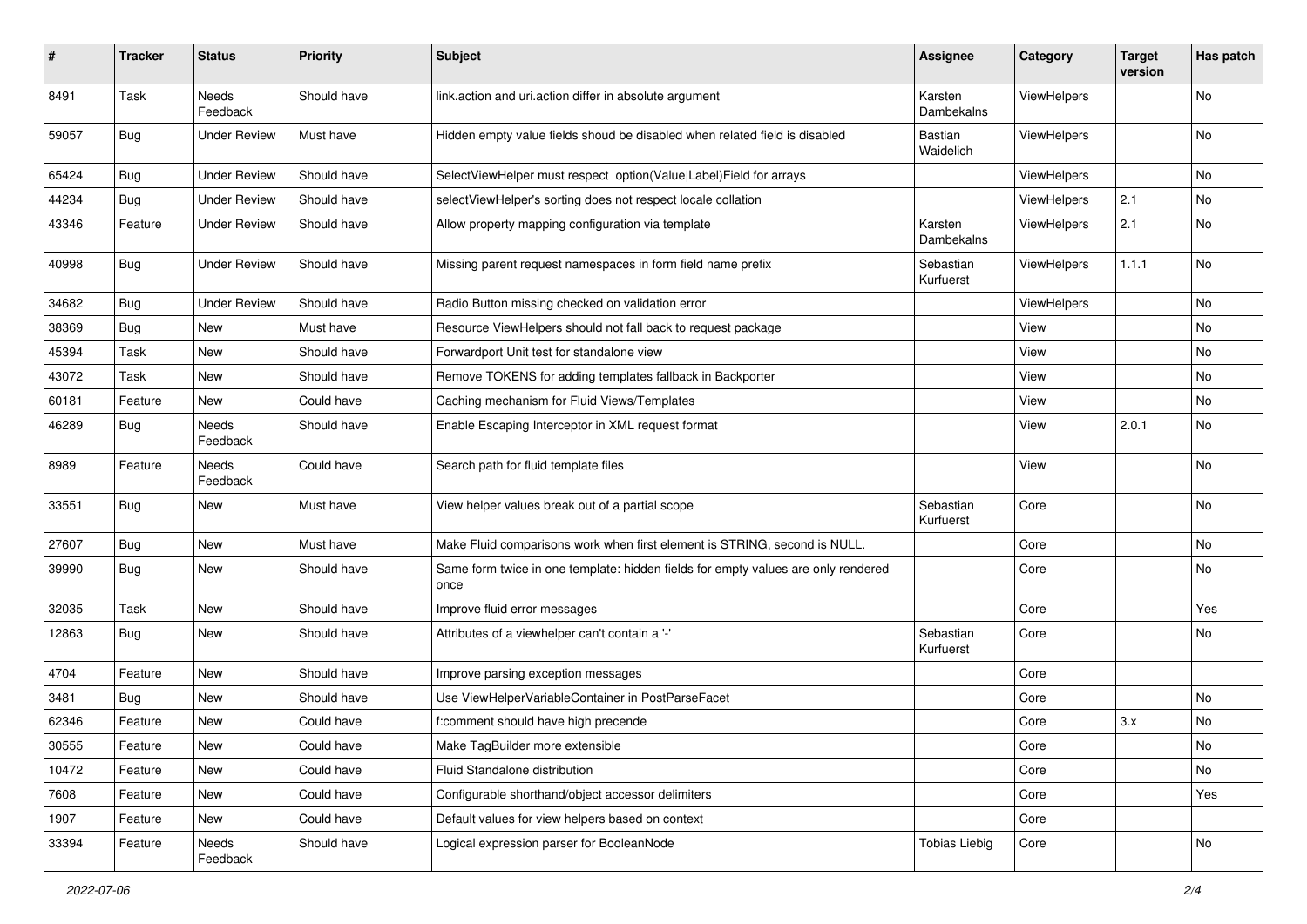| # | Tracker | Status | Priority | Subject | Assignee | Category | Target version | Has patch |
|---|---|---|---|---|---|---|---|---|
| 8491 | Task | Needs Feedback | Should have | link.action and uri.action differ in absolute argument | Karsten Dambekalns | ViewHelpers | | No |
| 59057 | Bug | Under Review | Must have | Hidden empty value fields shoud be disabled when related field is disabled | Bastian Waidelich | ViewHelpers | | No |
| 65424 | Bug | Under Review | Should have | SelectViewHelper must respect option(Value\|Label)Field for arrays | | ViewHelpers | | No |
| 44234 | Bug | Under Review | Should have | selectViewHelper's sorting does not respect locale collation | | ViewHelpers | 2.1 | No |
| 43346 | Feature | Under Review | Should have | Allow property mapping configuration via template | Karsten Dambekalns | ViewHelpers | 2.1 | No |
| 40998 | Bug | Under Review | Should have | Missing parent request namespaces in form field name prefix | Sebastian Kurfuerst | ViewHelpers | 1.1.1 | No |
| 34682 | Bug | Under Review | Should have | Radio Button missing checked on validation error | | ViewHelpers | | No |
| 38369 | Bug | New | Must have | Resource ViewHelpers should not fall back to request package | | View | | No |
| 45394 | Task | New | Should have | Forwardport Unit test for standalone view | | View | | No |
| 43072 | Task | New | Should have | Remove TOKENS for adding templates fallback in Backporter | | View | | No |
| 60181 | Feature | New | Could have | Caching mechanism for Fluid Views/Templates | | View | | No |
| 46289 | Bug | Needs Feedback | Should have | Enable Escaping Interceptor in XML request format | | View | 2.0.1 | No |
| 8989 | Feature | Needs Feedback | Could have | Search path for fluid template files | | View | | No |
| 33551 | Bug | New | Must have | View helper values break out of a partial scope | Sebastian Kurfuerst | Core | | No |
| 27607 | Bug | New | Must have | Make Fluid comparisons work when first element is STRING, second is NULL. | | Core | | No |
| 39990 | Bug | New | Should have | Same form twice in one template: hidden fields for empty values are only rendered once | | Core | | No |
| 32035 | Task | New | Should have | Improve fluid error messages | | Core | | Yes |
| 12863 | Bug | New | Should have | Attributes of a viewhelper can't contain a '-' | Sebastian Kurfuerst | Core | | No |
| 4704 | Feature | New | Should have | Improve parsing exception messages | | Core | | |
| 3481 | Bug | New | Should have | Use ViewHelperVariableContainer in PostParseFacet | | Core | | No |
| 62346 | Feature | New | Could have | f:comment should have high precende | | Core | 3.x | No |
| 30555 | Feature | New | Could have | Make TagBuilder more extensible | | Core | | No |
| 10472 | Feature | New | Could have | Fluid Standalone distribution | | Core | | No |
| 7608 | Feature | New | Could have | Configurable shorthand/object accessor delimiters | | Core | | Yes |
| 1907 | Feature | New | Could have | Default values for view helpers based on context | | Core | | |
| 33394 | Feature | Needs Feedback | Should have | Logical expression parser for BooleanNode | Tobias Liebig | Core | | No |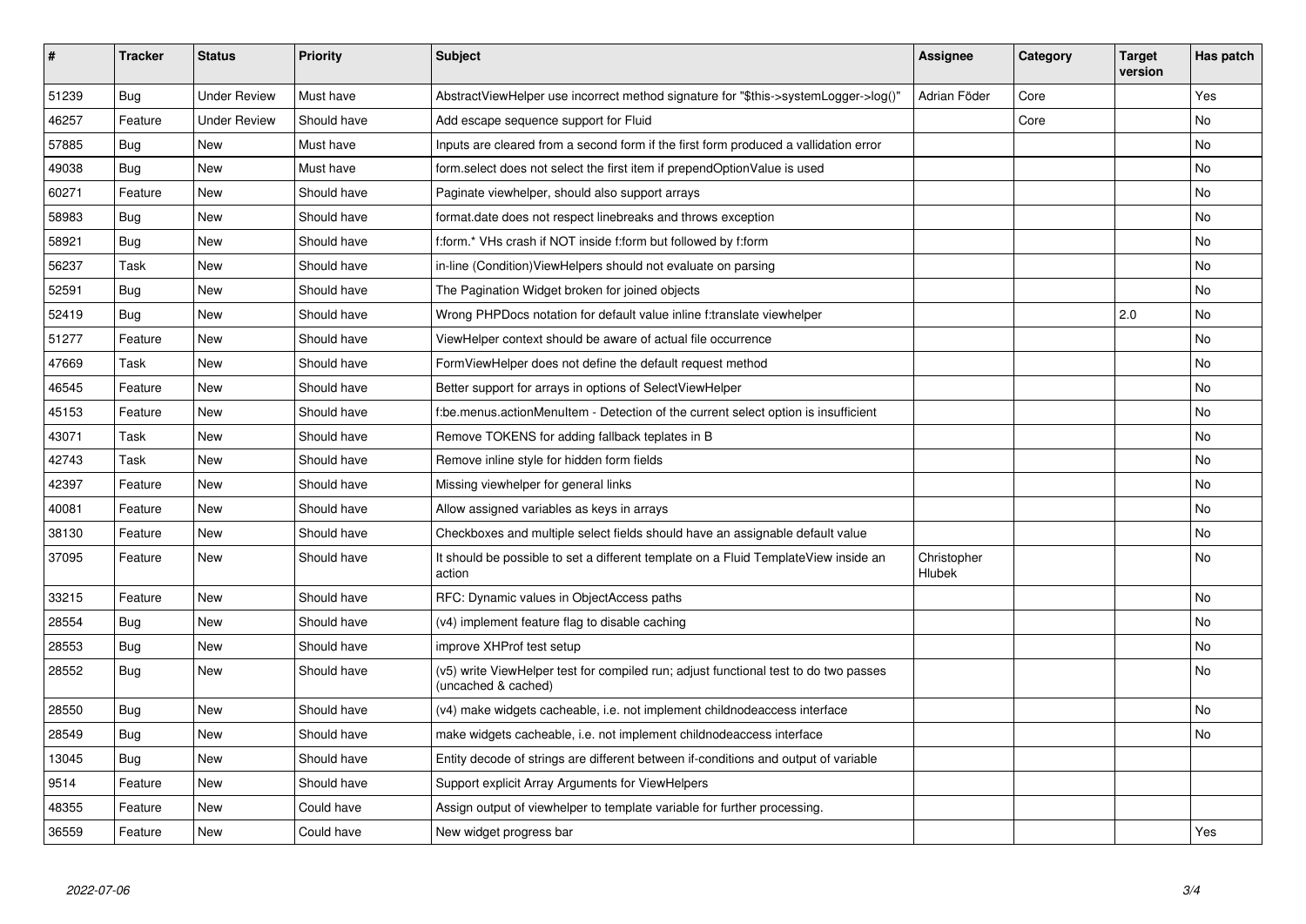| # | Tracker | Status | Priority | Subject | Assignee | Category | Target version | Has patch |
|---|---|---|---|---|---|---|---|---|
| 51239 | Bug | Under Review | Must have | AbstractViewHelper use incorrect method signature for "$this->systemLogger->log()" | Adrian Föder | Core | | Yes |
| 46257 | Feature | Under Review | Should have | Add escape sequence support for Fluid | | Core | | No |
| 57885 | Bug | New | Must have | Inputs are cleared from a second form if the first form produced a vallidation error | | | | No |
| 49038 | Bug | New | Must have | form.select does not select the first item if prependOptionValue is used | | | | No |
| 60271 | Feature | New | Should have | Paginate viewhelper, should also support arrays | | | | No |
| 58983 | Bug | New | Should have | format.date does not respect linebreaks and throws exception | | | | No |
| 58921 | Bug | New | Should have | f:form.* VHs crash if NOT inside f:form but followed by f:form | | | | No |
| 56237 | Task | New | Should have | in-line (Condition)ViewHelpers should not evaluate on parsing | | | | No |
| 52591 | Bug | New | Should have | The Pagination Widget broken for joined objects | | | | No |
| 52419 | Bug | New | Should have | Wrong PHPDocs notation for default value inline f:translate viewhelper | | | 2.0 | No |
| 51277 | Feature | New | Should have | ViewHelper context should be aware of actual file occurrence | | | | No |
| 47669 | Task | New | Should have | FormViewHelper does not define the default request method | | | | No |
| 46545 | Feature | New | Should have | Better support for arrays in options of SelectViewHelper | | | | No |
| 45153 | Feature | New | Should have | f:be.menus.actionMenuItem - Detection of the current select option is insufficient | | | | No |
| 43071 | Task | New | Should have | Remove TOKENS for adding fallback teplates in B | | | | No |
| 42743 | Task | New | Should have | Remove inline style for hidden form fields | | | | No |
| 42397 | Feature | New | Should have | Missing viewhelper for general links | | | | No |
| 40081 | Feature | New | Should have | Allow assigned variables as keys in arrays | | | | No |
| 38130 | Feature | New | Should have | Checkboxes and multiple select fields should have an assignable default value | | | | No |
| 37095 | Feature | New | Should have | It should be possible to set a different template on a Fluid TemplateView inside an action | Christopher Hlubek | | | No |
| 33215 | Feature | New | Should have | RFC: Dynamic values in ObjectAccess paths | | | | No |
| 28554 | Bug | New | Should have | (v4) implement feature flag to disable caching | | | | No |
| 28553 | Bug | New | Should have | improve XHProf test setup | | | | No |
| 28552 | Bug | New | Should have | (v5) write ViewHelper test for compiled run; adjust functional test to do two passes (uncached & cached) | | | | No |
| 28550 | Bug | New | Should have | (v4) make widgets cacheable, i.e. not implement childnodeaccess interface | | | | No |
| 28549 | Bug | New | Should have | make widgets cacheable, i.e. not implement childnodeaccess interface | | | | No |
| 13045 | Bug | New | Should have | Entity decode of strings are different between if-conditions and output of variable | | | | |
| 9514 | Feature | New | Should have | Support explicit Array Arguments for ViewHelpers | | | | |
| 48355 | Feature | New | Could have | Assign output of viewhelper to template variable for further processing. | | | | |
| 36559 | Feature | New | Could have | New widget progress bar | | | | Yes |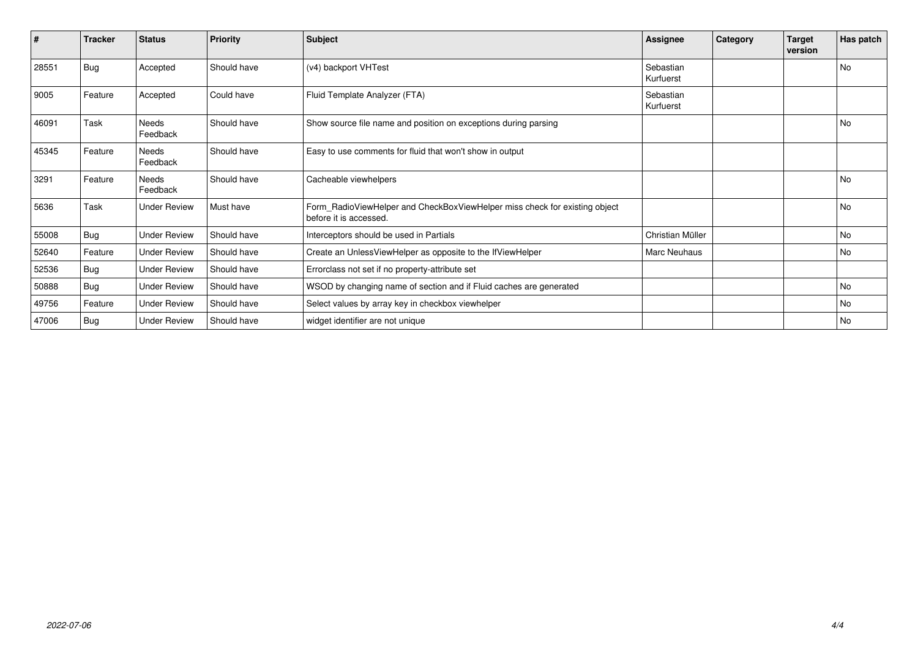| # | Tracker | Status | Priority | Subject | Assignee | Category | Target version | Has patch |
|---|---|---|---|---|---|---|---|---|
| 28551 | Bug | Accepted | Should have | (v4) backport VHTest | Sebastian Kurfuerst | | | No |
| 9005 | Feature | Accepted | Could have | Fluid Template Analyzer (FTA) | Sebastian Kurfuerst | | | |
| 46091 | Task | Needs Feedback | Should have | Show source file name and position on exceptions during parsing | | | | No |
| 45345 | Feature | Needs Feedback | Should have | Easy to use comments for fluid that won't show in output | | | | |
| 3291 | Feature | Needs Feedback | Should have | Cacheable viewhelpers | | | | No |
| 5636 | Task | Under Review | Must have | Form_RadioViewHelper and CheckBoxViewHelper miss check for existing object before it is accessed. | | | | No |
| 55008 | Bug | Under Review | Should have | Interceptors should be used in Partials | Christian Müller | | | No |
| 52640 | Feature | Under Review | Should have | Create an UnlessViewHelper as opposite to the IfViewHelper | Marc Neuhaus | | | No |
| 52536 | Bug | Under Review | Should have | Errorclass not set if no property-attribute set | | | | |
| 50888 | Bug | Under Review | Should have | WSOD by changing name of section and if Fluid caches are generated | | | | No |
| 49756 | Feature | Under Review | Should have | Select values by array key in checkbox viewhelper | | | | No |
| 47006 | Bug | Under Review | Should have | widget identifier are not unique | | | | No |

*2022-07-06*